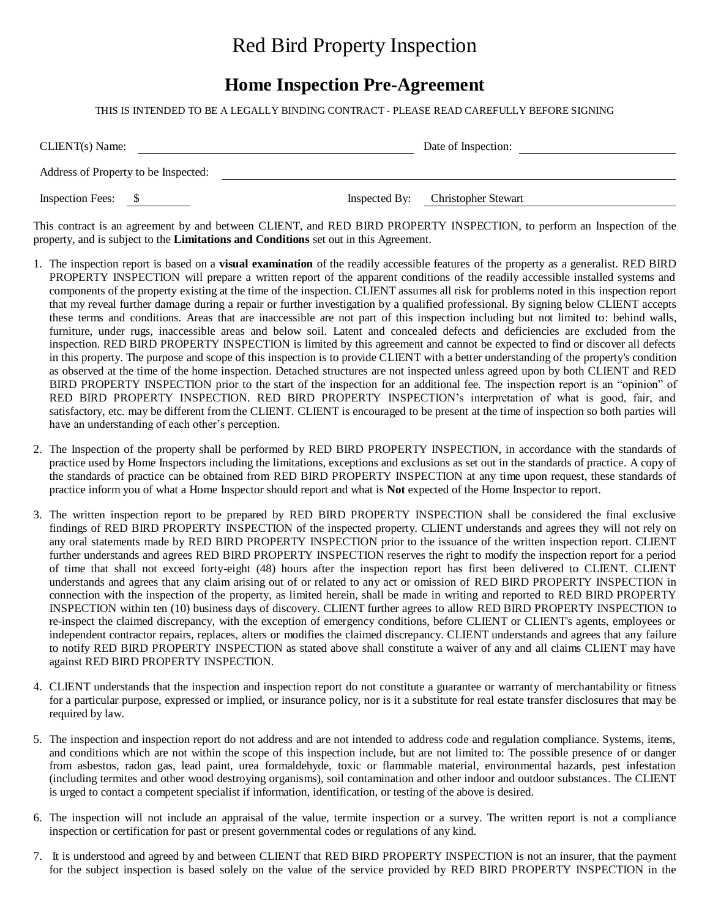# Red Bird Property Inspection

## Home Inspection Pre-Agreement

THIS IS INTENDED TO BE A LEGALLY BINDING CONTRACT - PLEASE READ CAREFULLY BEFORE SIGNING

CLIENT(s) Name: ______________________________ Date of Inspection: ____________________

Address of Property to be Inspected: ______________________________________________

Inspection Fees: $ ________ Inspected By: Christopher Stewart

This contract is an agreement by and between CLIENT, and RED BIRD PROPERTY INSPECTION, to perform an Inspection of the property, and is subject to the **Limitations and Conditions** set out in this Agreement.

1. The inspection report is based on a **visual examination** of the readily accessible features of the property as a generalist. RED BIRD PROPERTY INSPECTION will prepare a written report of the apparent conditions of the readily accessible installed systems and components of the property existing at the time of the inspection. CLIENT assumes all risk for problems noted in this inspection report that my reveal further damage during a repair or further investigation by a qualified professional. By signing below CLIENT accepts these terms and conditions. Areas that are inaccessible are not part of this inspection including but not limited to: behind walls, furniture, under rugs, inaccessible areas and below soil. Latent and concealed defects and deficiencies are excluded from the inspection. RED BIRD PROPERTY INSPECTION is limited by this agreement and cannot be expected to find or discover all defects in this property. The purpose and scope of this inspection is to provide CLIENT with a better understanding of the property's condition as observed at the time of the home inspection. Detached structures are not inspected unless agreed upon by both CLIENT and RED BIRD PROPERTY INSPECTION prior to the start of the inspection for an additional fee. The inspection report is an "opinion" of RED BIRD PROPERTY INSPECTION. RED BIRD PROPERTY INSPECTION's interpretation of what is good, fair, and satisfactory, etc. may be different from the CLIENT. CLIENT is encouraged to be present at the time of inspection so both parties will have an understanding of each other's perception.

2. The Inspection of the property shall be performed by RED BIRD PROPERTY INSPECTION, in accordance with the standards of practice used by Home Inspectors including the limitations, exceptions and exclusions as set out in the standards of practice. A copy of the standards of practice can be obtained from RED BIRD PROPERTY INSPECTION at any time upon request, these standards of practice inform you of what a Home Inspector should report and what is **Not** expected of the Home Inspector to report.

3. The written inspection report to be prepared by RED BIRD PROPERTY INSPECTION shall be considered the final exclusive findings of RED BIRD PROPERTY INSPECTION of the inspected property. CLIENT understands and agrees they will not rely on any oral statements made by RED BIRD PROPERTY INSPECTION prior to the issuance of the written inspection report. CLIENT further understands and agrees RED BIRD PROPERTY INSPECTION reserves the right to modify the inspection report for a period of time that shall not exceed forty-eight (48) hours after the inspection report has first been delivered to CLIENT. CLIENT understands and agrees that any claim arising out of or related to any act or omission of RED BIRD PROPERTY INSPECTION in connection with the inspection of the property, as limited herein, shall be made in writing and reported to RED BIRD PROPERTY INSPECTION within ten (10) business days of discovery. CLIENT further agrees to allow RED BIRD PROPERTY INSPECTION to re-inspect the claimed discrepancy, with the exception of emergency conditions, before CLIENT or CLIENT's agents, employees or independent contractor repairs, replaces, alters or modifies the claimed discrepancy. CLIENT understands and agrees that any failure to notify RED BIRD PROPERTY INSPECTION as stated above shall constitute a waiver of any and all claims CLIENT may have against RED BIRD PROPERTY INSPECTION.

4. CLIENT understands that the inspection and inspection report do not constitute a guarantee or warranty of merchantability or fitness for a particular purpose, expressed or implied, or insurance policy, nor is it a substitute for real estate transfer disclosures that may be required by law.

5. The inspection and inspection report do not address and are not intended to address code and regulation compliance. Systems, items, and conditions which are not within the scope of this inspection include, but are not limited to: The possible presence of or danger from asbestos, radon gas, lead paint, urea formaldehyde, toxic or flammable material, environmental hazards, pest infestation (including termites and other wood destroying organisms), soil contamination and other indoor and outdoor substances. The CLIENT is urged to contact a competent specialist if information, identification, or testing of the above is desired.

6. The inspection will not include an appraisal of the value, termite inspection or a survey. The written report is not a compliance inspection or certification for past or present governmental codes or regulations of any kind.

7. It is understood and agreed by and between CLIENT that RED BIRD PROPERTY INSPECTION is not an insurer, that the payment for the subject inspection is based solely on the value of the service provided by RED BIRD PROPERTY INSPECTION in the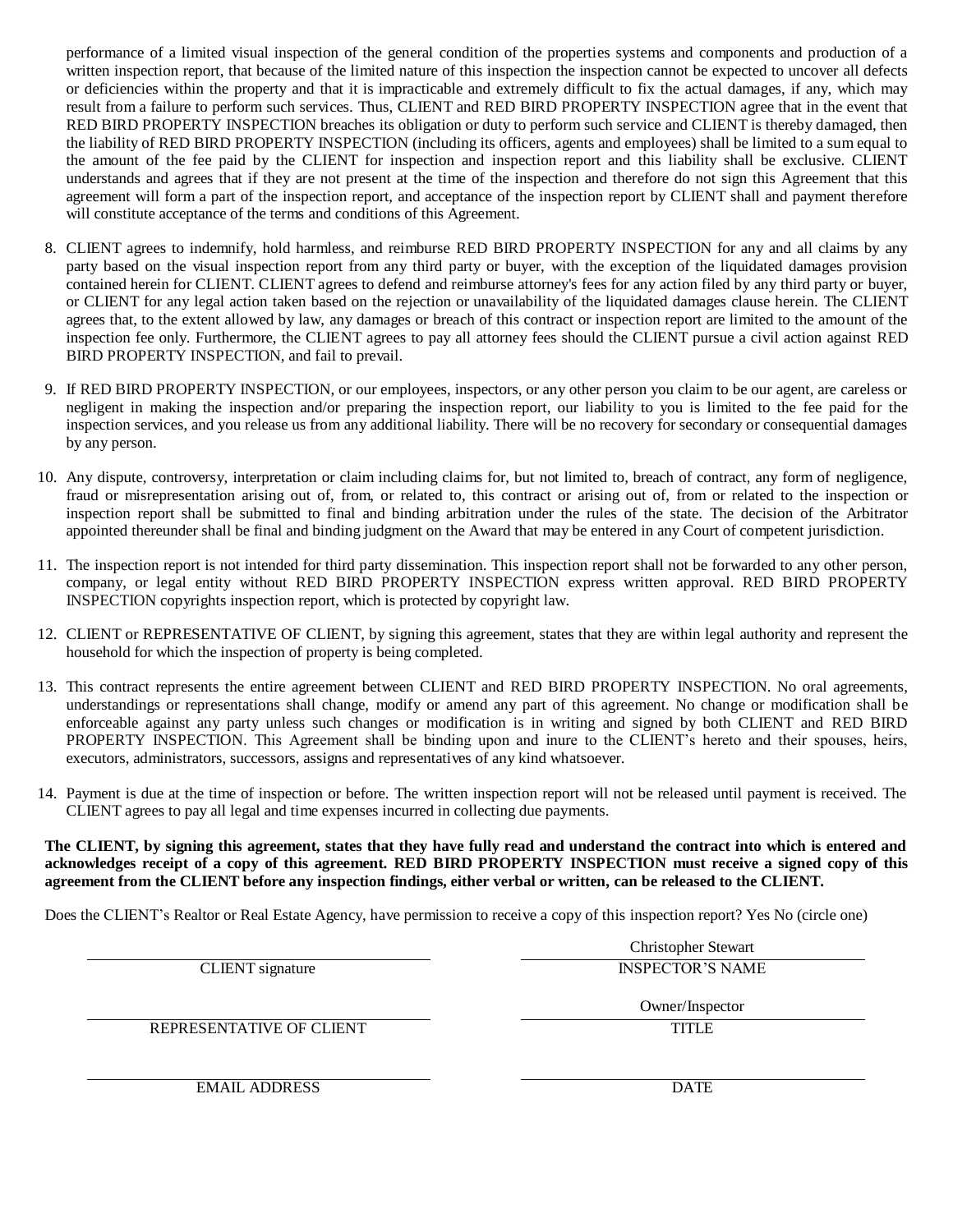performance of a limited visual inspection of the general condition of the properties systems and components and production of a written inspection report, that because of the limited nature of this inspection the inspection cannot be expected to uncover all defects or deficiencies within the property and that it is impracticable and extremely difficult to fix the actual damages, if any, which may result from a failure to perform such services. Thus, CLIENT and RED BIRD PROPERTY INSPECTION agree that in the event that RED BIRD PROPERTY INSPECTION breaches its obligation or duty to perform such service and CLIENT is thereby damaged, then the liability of RED BIRD PROPERTY INSPECTION (including its officers, agents and employees) shall be limited to a sum equal to the amount of the fee paid by the CLIENT for inspection and inspection report and this liability shall be exclusive. CLIENT understands and agrees that if they are not present at the time of the inspection and therefore do not sign this Agreement that this agreement will form a part of the inspection report, and acceptance of the inspection report by CLIENT shall and payment therefore will constitute acceptance of the terms and conditions of this Agreement.

8. CLIENT agrees to indemnify, hold harmless, and reimburse RED BIRD PROPERTY INSPECTION for any and all claims by any party based on the visual inspection report from any third party or buyer, with the exception of the liquidated damages provision contained herein for CLIENT. CLIENT agrees to defend and reimburse attorney's fees for any action filed by any third party or buyer, or CLIENT for any legal action taken based on the rejection or unavailability of the liquidated damages clause herein. The CLIENT agrees that, to the extent allowed by law, any damages or breach of this contract or inspection report are limited to the amount of the inspection fee only. Furthermore, the CLIENT agrees to pay all attorney fees should the CLIENT pursue a civil action against RED BIRD PROPERTY INSPECTION, and fail to prevail.

9. If RED BIRD PROPERTY INSPECTION, or our employees, inspectors, or any other person you claim to be our agent, are careless or negligent in making the inspection and/or preparing the inspection report, our liability to you is limited to the fee paid for the inspection services, and you release us from any additional liability. There will be no recovery for secondary or consequential damages by any person.

10. Any dispute, controversy, interpretation or claim including claims for, but not limited to, breach of contract, any form of negligence, fraud or misrepresentation arising out of, from, or related to, this contract or arising out of, from or related to the inspection or inspection report shall be submitted to final and binding arbitration under the rules of the state. The decision of the Arbitrator appointed thereunder shall be final and binding judgment on the Award that may be entered in any Court of competent jurisdiction.

11. The inspection report is not intended for third party dissemination. This inspection report shall not be forwarded to any other person, company, or legal entity without RED BIRD PROPERTY INSPECTION express written approval. RED BIRD PROPERTY INSPECTION copyrights inspection report, which is protected by copyright law.

12. CLIENT or REPRESENTATIVE OF CLIENT, by signing this agreement, states that they are within legal authority and represent the household for which the inspection of property is being completed.

13. This contract represents the entire agreement between CLIENT and RED BIRD PROPERTY INSPECTION. No oral agreements, understandings or representations shall change, modify or amend any part of this agreement. No change or modification shall be enforceable against any party unless such changes or modification is in writing and signed by both CLIENT and RED BIRD PROPERTY INSPECTION. This Agreement shall be binding upon and inure to the CLIENT's hereto and their spouses, heirs, executors, administrators, successors, assigns and representatives of any kind whatsoever.

14. Payment is due at the time of inspection or before. The written inspection report will not be released until payment is received. The CLIENT agrees to pay all legal and time expenses incurred in collecting due payments.

**The CLIENT, by signing this agreement, states that they have fully read and understand the contract into which is entered and acknowledges receipt of a copy of this agreement. RED BIRD PROPERTY INSPECTION must receive a signed copy of this agreement from the CLIENT before any inspection findings, either verbal or written, can be released to the CLIENT.**

Does the CLIENT's Realtor or Real Estate Agency, have permission to receive a copy of this inspection report? Yes No (circle one)

| | |
|---|---|
| ______________________ | Christopher Stewart |
| CLIENT signature | INSPECTOR'S NAME |
| ______________________ | Owner/Inspector |
| REPRESENTATIVE OF CLIENT | TITLE |
| ______________________ | ______________________ |
| EMAIL ADDRESS | DATE |